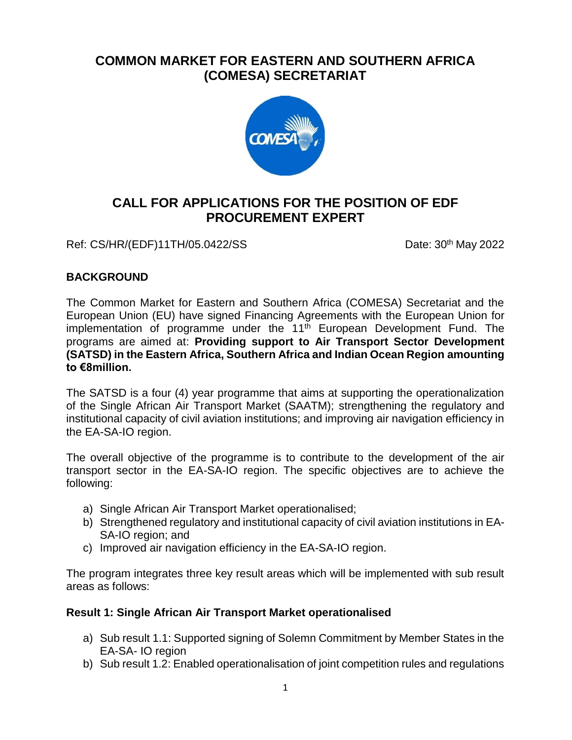# COMMON MARKET FOR EASTERN AND SOUTHERN AFRICA (COMESA) SECRETARIAT

## CALL FOR APPLICATIONS FOR THE POSITION OF EDF PROCUREMENT EXPERT

Ref: CS/HR/(EDF)11TH/05.0422/SS                                        Date: 30th May 2022

### BACKGROUND

The Common Market for Eastern and Southern Africa (COMESA) Secretariat and the European Union (EU) have signed Financing Agreements with the European Union for implementation of programme under the 11th European Development Fund. The programs are aimed at: **Providing support to Air Transport Sector Development (SATSD) in the Eastern Africa, Southern Africa and Indian Ocean Region amounting to €8million.**

The SATSD is a four (4) year programme that aims at supporting the operationalization of the Single African Air Transport Market (SAATM); strengthening the regulatory and institutional capacity of civil aviation institutions; and improving air navigation efficiency in the EA-SA-IO region.

The overall objective of the programme is to contribute to the development of the air transport sector in the EA-SA-IO region. The specific objectives are to achieve the following:

a) Single African Air Transport Market operationalised;
b) Strengthened regulatory and institutional capacity of civil aviation institutions in EA-SA-IO region; and
c) Improved air navigation efficiency in the EA-SA-IO region.

The program integrates three key result areas which will be implemented with sub result areas as follows:

**Result 1: Single African Air Transport Market operationalised**

a) Sub result 1.1: Supported signing of Solemn Commitment by Member States in the EA-SA- IO region
b) Sub result 1.2: Enabled operationalisation of joint competition rules and regulations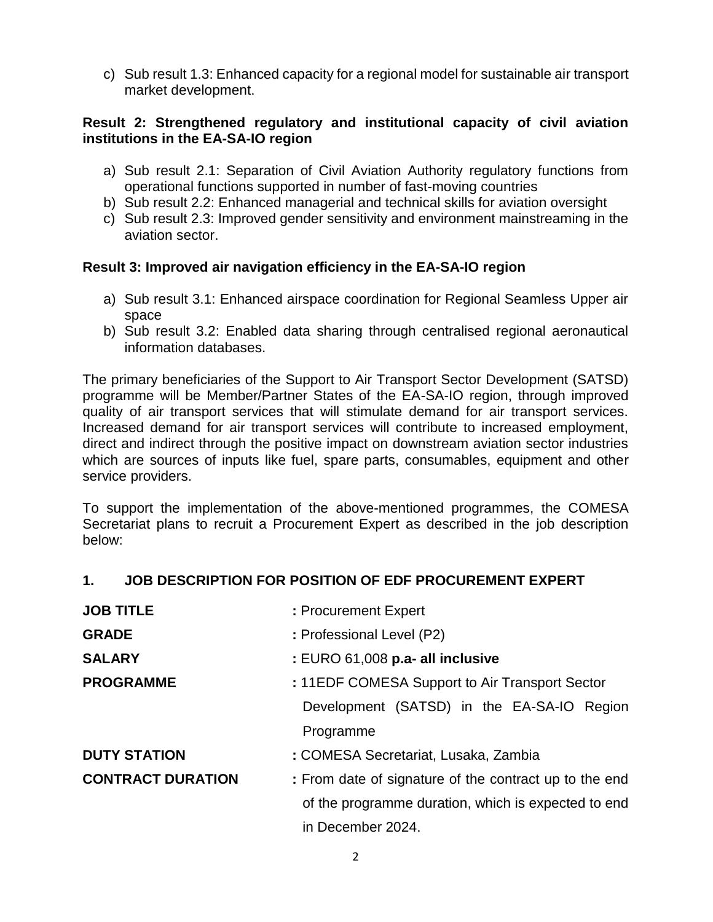c) Sub result 1.3: Enhanced capacity for a regional model for sustainable air transport market development.

**Result 2: Strengthened regulatory and institutional capacity of civil aviation institutions in the EA-SA-IO region**

a) Sub result 2.1: Separation of Civil Aviation Authority regulatory functions from operational functions supported in number of fast-moving countries
b) Sub result 2.2: Enhanced managerial and technical skills for aviation oversight
c) Sub result 2.3: Improved gender sensitivity and environment mainstreaming in the aviation sector.

**Result 3: Improved air navigation efficiency in the EA-SA-IO region**

a) Sub result 3.1: Enhanced airspace coordination for Regional Seamless Upper air space
b) Sub result 3.2: Enabled data sharing through centralised regional aeronautical information databases.

The primary beneficiaries of the Support to Air Transport Sector Development (SATSD) programme will be Member/Partner States of the EA-SA-IO region, through improved quality of air transport services that will stimulate demand for air transport services. Increased demand for air transport services will contribute to increased employment, direct and indirect through the positive impact on downstream aviation sector industries which are sources of inputs like fuel, spare parts, consumables, equipment and other service providers.

To support the implementation of the above-mentioned programmes, the COMESA Secretariat plans to recruit a Procurement Expert as described in the job description below:

## 1. JOB DESCRIPTION FOR POSITION OF EDF PROCUREMENT EXPERT

| | |
|---|---|
| **JOB TITLE** | **:** Procurement Expert |
| **GRADE** | **:** Professional Level (P2) |
| **SALARY** | **:** EURO 61,008 **p.a- all inclusive** |
| **PROGRAMME** | **:** 11EDF COMESA Support to Air Transport Sector Development (SATSD) in the EA-SA-IO Region Programme |
| **DUTY STATION** | **:** COMESA Secretariat, Lusaka, Zambia |
| **CONTRACT DURATION** | **:** From date of signature of the contract up to the end of the programme duration, which is expected to end in December 2024. |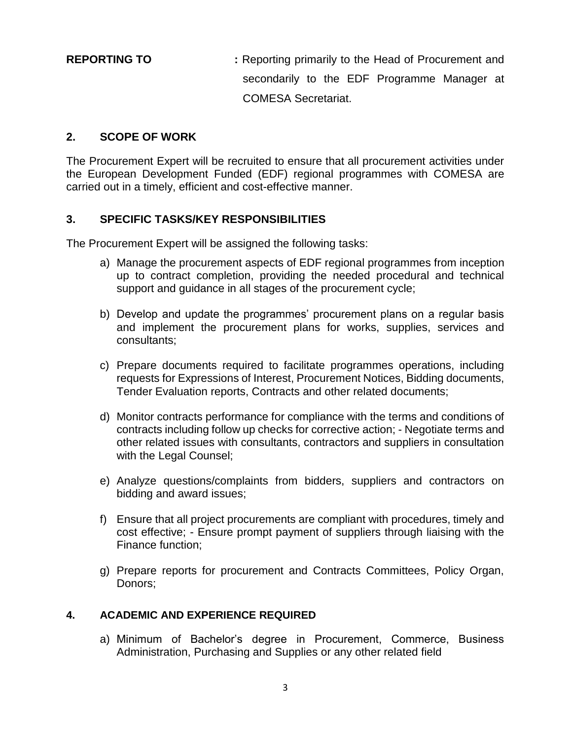**REPORTING TO** **:** Reporting primarily to the Head of Procurement and secondarily to the EDF Programme Manager at COMESA Secretariat.

## 2. SCOPE OF WORK

The Procurement Expert will be recruited to ensure that all procurement activities under the European Development Funded (EDF) regional programmes with COMESA are carried out in a timely, efficient and cost-effective manner.

## 3. SPECIFIC TASKS/KEY RESPONSIBILITIES

The Procurement Expert will be assigned the following tasks:

a) Manage the procurement aspects of EDF regional programmes from inception up to contract completion, providing the needed procedural and technical support and guidance in all stages of the procurement cycle;

b) Develop and update the programmes' procurement plans on a regular basis and implement the procurement plans for works, supplies, services and consultants;

c) Prepare documents required to facilitate programmes operations, including requests for Expressions of Interest, Procurement Notices, Bidding documents, Tender Evaluation reports, Contracts and other related documents;

d) Monitor contracts performance for compliance with the terms and conditions of contracts including follow up checks for corrective action; - Negotiate terms and other related issues with consultants, contractors and suppliers in consultation with the Legal Counsel;

e) Analyze questions/complaints from bidders, suppliers and contractors on bidding and award issues;

f) Ensure that all project procurements are compliant with procedures, timely and cost effective; - Ensure prompt payment of suppliers through liaising with the Finance function;

g) Prepare reports for procurement and Contracts Committees, Policy Organ, Donors;

## 4. ACADEMIC AND EXPERIENCE REQUIRED

a) Minimum of Bachelor's degree in Procurement, Commerce, Business Administration, Purchasing and Supplies or any other related field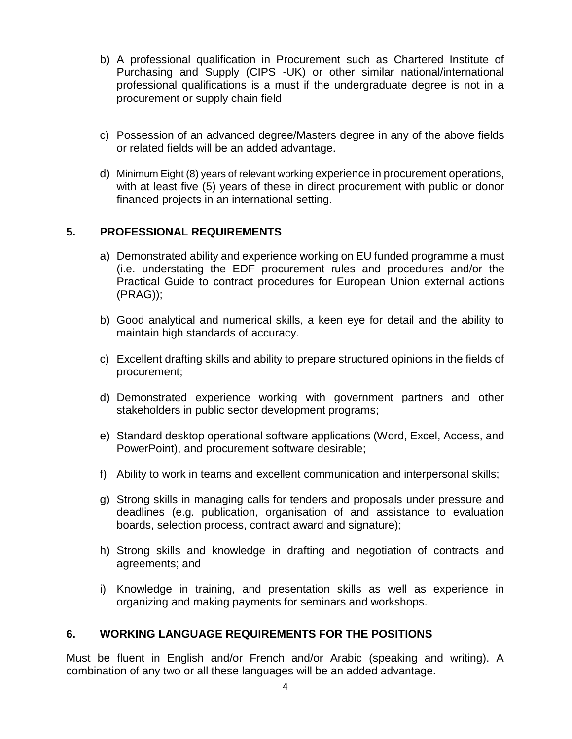b) A professional qualification in Procurement such as Chartered Institute of Purchasing and Supply (CIPS -UK) or other similar national/international professional qualifications is a must if the undergraduate degree is not in a procurement or supply chain field

c) Possession of an advanced degree/Masters degree in any of the above fields or related fields will be an added advantage.

d) Minimum Eight (8) years of relevant working experience in procurement operations, with at least five (5) years of these in direct procurement with public or donor financed projects in an international setting.

## 5. PROFESSIONAL REQUIREMENTS

a) Demonstrated ability and experience working on EU funded programme a must (i.e. understating the EDF procurement rules and procedures and/or the Practical Guide to contract procedures for European Union external actions (PRAG));

b) Good analytical and numerical skills, a keen eye for detail and the ability to maintain high standards of accuracy.

c) Excellent drafting skills and ability to prepare structured opinions in the fields of procurement;

d) Demonstrated experience working with government partners and other stakeholders in public sector development programs;

e) Standard desktop operational software applications (Word, Excel, Access, and PowerPoint), and procurement software desirable;

f) Ability to work in teams and excellent communication and interpersonal skills;

g) Strong skills in managing calls for tenders and proposals under pressure and deadlines (e.g. publication, organisation of and assistance to evaluation boards, selection process, contract award and signature);

h) Strong skills and knowledge in drafting and negotiation of contracts and agreements; and

i) Knowledge in training, and presentation skills as well as experience in organizing and making payments for seminars and workshops.

## 6. WORKING LANGUAGE REQUIREMENTS FOR THE POSITIONS

Must be fluent in English and/or French and/or Arabic (speaking and writing). A combination of any two or all these languages will be an added advantage.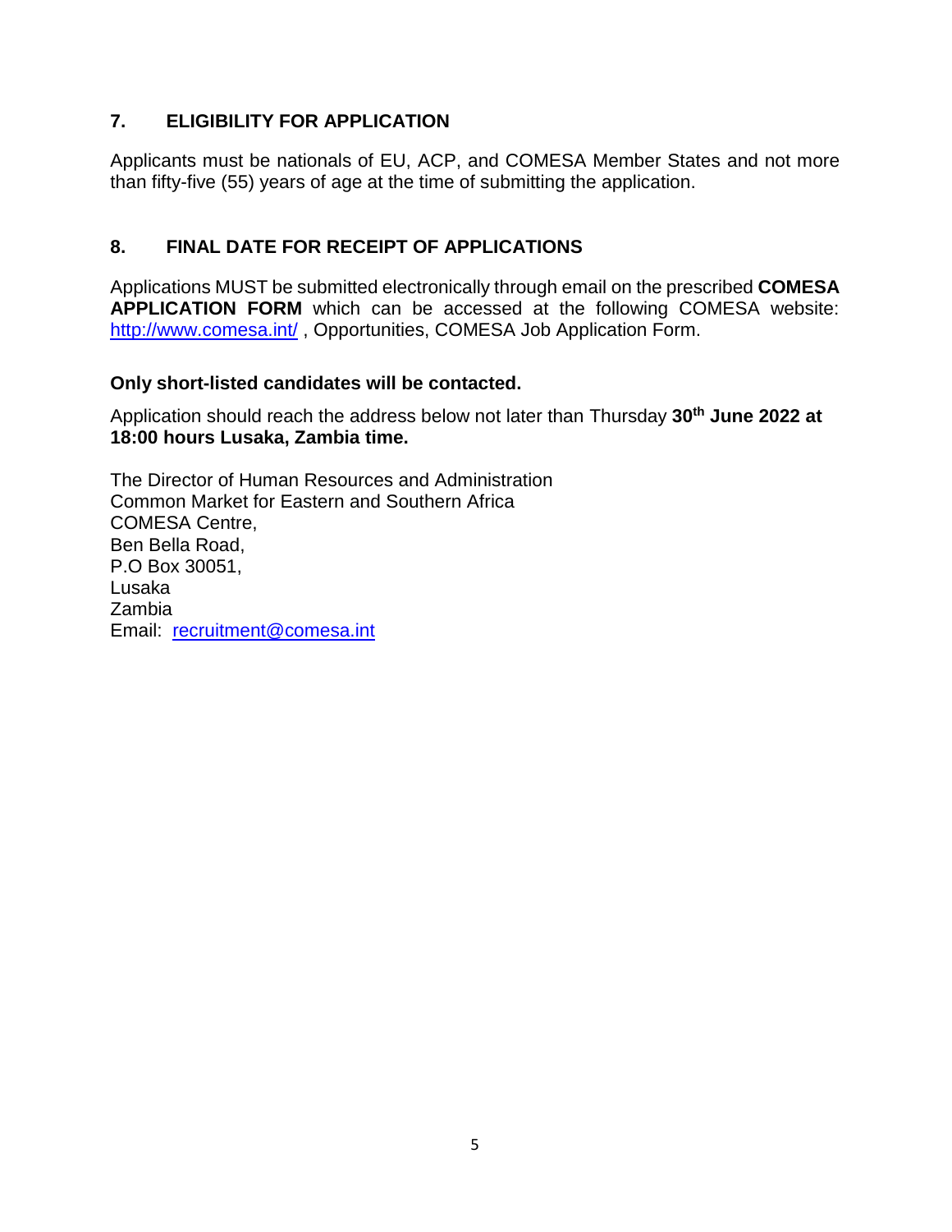## 7. ELIGIBILITY FOR APPLICATION

Applicants must be nationals of EU, ACP, and COMESA Member States and not more than fifty-five (55) years of age at the time of submitting the application.

## 8. FINAL DATE FOR RECEIPT OF APPLICATIONS

Applications MUST be submitted electronically through email on the prescribed **COMESA APPLICATION FORM** which can be accessed at the following COMESA website: http://www.comesa.int/ , Opportunities, COMESA Job Application Form.

**Only short-listed candidates will be contacted.**

Application should reach the address below not later than Thursday **30th June 2022 at 18:00 hours Lusaka, Zambia time.**

The Director of Human Resources and Administration
Common Market for Eastern and Southern Africa
COMESA Centre,
Ben Bella Road,
P.O Box 30051,
Lusaka
Zambia
Email: recruitment@comesa.int